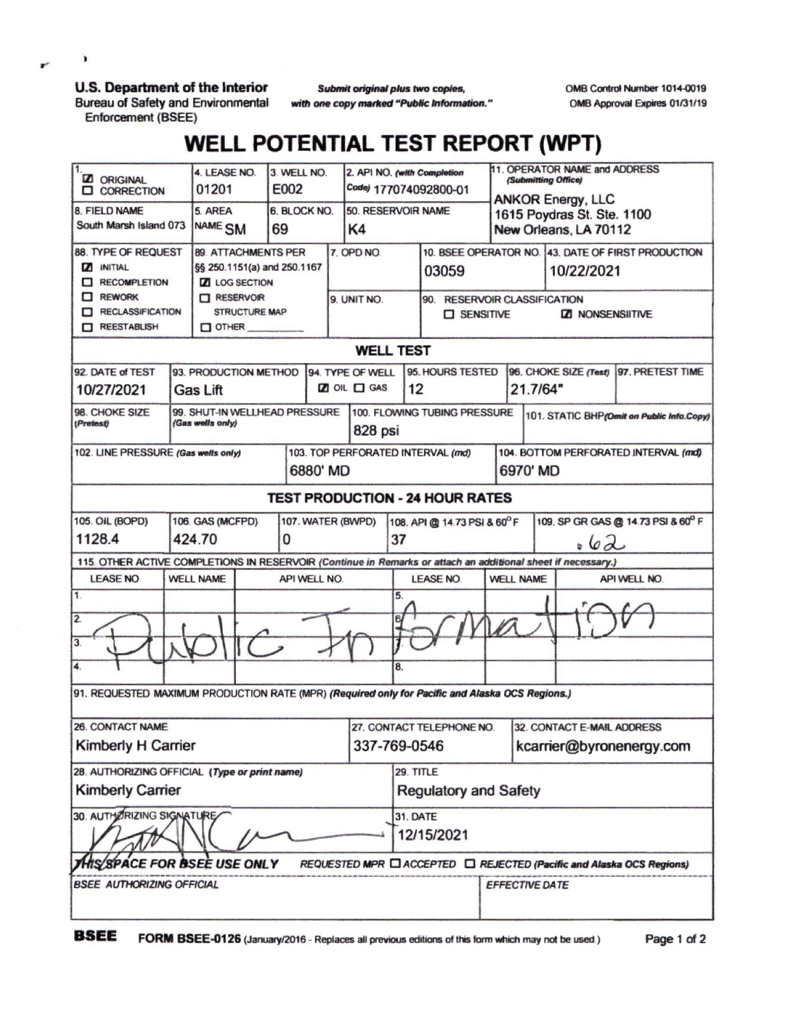U.S. Department of the Interior
Bureau of Safety and Environmental Enforcement (BSEE)

*Submit original plus two copies, with one copy marked "Public Information."*

OMB Control Number 1014-0019
OMB Approval Expires 01/31/19

# WELL POTENTIAL TEST REPORT (WPT)

| Field | Value |
|---|---|
| 1. | ☑ ORIGINAL ☐ CORRECTION |
| 4. LEASE NO. | 01201 |
| 3. WELL NO. | E002 |
| 2. API NO. (with Completion Code) | 177074092800-01 |
| 11. OPERATOR NAME and ADDRESS (Submitting Office) | ANKOR Energy, LLC, 1615 Poydras St. Ste. 1100, New Orleans, LA 70112 |
| 8. FIELD NAME | South Marsh Island 073 |
| 5. AREA NAME | SM |
| 6. BLOCK NO. | 69 |
| 50. RESERVOIR NAME | K4 |
| 88. TYPE OF REQUEST | ☑ INITIAL ☐ RECOMPLETION ☐ REWORK ☐ RECLASSIFICATION ☐ REESTABLISH |
| 89. ATTACHMENTS PER §§ 250.1151(a) and 250.1167 | ☑ LOG SECTION ☐ RESERVOIR STRUCTURE MAP ☐ OTHER |
| 7. OPD NO. | |
| 9. UNIT NO. | |
| 10. BSEE OPERATOR NO. | 03059 |
| 43. DATE OF FIRST PRODUCTION | 10/22/2021 |
| 90. RESERVOIR CLASSIFICATION | ☐ SENSITIVE ☑ NONSENSIITIVE |

## WELL TEST

| 92. DATE of TEST | 93. PRODUCTION METHOD | 94. TYPE OF WELL | 95. HOURS TESTED | 96. CHOKE SIZE (Test) | 97. PRETEST TIME |
|---|---|---|---|---|---|
| 10/27/2021 | Gas Lift | ☑ OIL ☐ GAS | 12 | 21.7/64" | |

| 98. CHOKE SIZE (Pretest) | 99. SHUT-IN WELLHEAD PRESSURE (Gas wells only) | 100. FLOWING TUBING PRESSURE | 101. STATIC BHP (Omit on Public Info.Copy) |
|---|---|---|---|
| | | 828 psi | |

| 102. LINE PRESSURE (Gas wells only) | 103. TOP PERFORATED INTERVAL (md) | 104. BOTTOM PERFORATED INTERVAL (md) |
|---|---|---|
| | 6880' MD | 6970' MD |

## TEST PRODUCTION - 24 HOUR RATES

| 105. OIL (BOPD) | 106. GAS (MCFPD) | 107. WATER (BWPD) | 108. API @ 14.73 PSI & 60° F | 109. SP GR GAS @ 14.73 PSI & 60° F |
|---|---|---|---|---|
| 1128.4 | 424.70 | 0 | 37 | .62 |

115. OTHER ACTIVE COMPLETIONS IN RESERVOIR (Continue in Remarks or attach an additional sheet if necessary.)

| | LEASE NO. | WELL NAME | API WELL NO. | | LEASE NO. | WELL NAME | API WELL NO. |
|---|---|---|---|---|---|---|---|
| 1. | | | | 5. | | | |
| 2. | | | | 6. | | | |
| 3. | | | | 7. | | | |
| 4. | | | | 8. | | | |

*(Handwritten across table: Public Information)*

91. REQUESTED MAXIMUM PRODUCTION RATE (MPR) (Required only for Pacific and Alaska OCS Regions.)

| 26. CONTACT NAME | 27. CONTACT TELEPHONE NO. | 32. CONTACT E-MAIL ADDRESS |
|---|---|---|
| Kimberly H Carrier | 337-769-0546 | kcarrier@byronenergy.com |

| 28. AUTHORIZING OFFICIAL (Type or print name) | 29. TITLE |
|---|---|
| Kimberly Carrier | Regulatory and Safety |

| 30. AUTHORIZING SIGNATURE | 31. DATE |
|---|---|
| *(signature)* | 12/15/2021 |

**THIS SPACE FOR BSEE USE ONLY** REQUESTED MPR ☐ ACCEPTED ☐ REJECTED (Pacific and Alaska OCS Regions)

| BSEE AUTHORIZING OFFICIAL | EFFECTIVE DATE |
|---|---|
| | |

**BSEE** FORM BSEE-0126 (January/2016 - Replaces all previous editions of this form which may not be used.)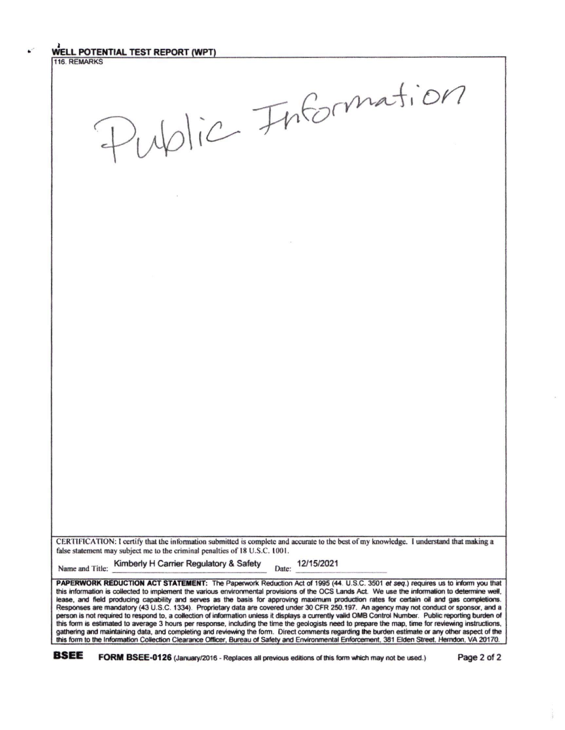## WELL POTENTIAL TEST REPORT (WPT)

116. REMARKS

Public Information

CERTIFICATION: I certify that the information submitted is complete and accurate to the best of my knowledge. I understand that making a false statement may subject me to the criminal penalties of 18 U.S.C. 1001.

Name and Title: Kimberly H Carrier Regulatory & Safety    Date: 12/15/2021

**PAPERWORK REDUCTION ACT STATEMENT:** The Paperwork Reduction Act of 1995 (44. U.S.C. 3501 *et seq.*) requires us to inform you that this information is collected to implement the various environmental provisions of the OCS Lands Act. We use the information to determine well, lease, and field producing capability and serves as the basis for approving maximum production rates for certain oil and gas completions. Responses are mandatory (43 U.S.C. 1334). Proprietary data are covered under 30 CFR 250.197. An agency may not conduct or sponsor, and a person is not required to respond to, a collection of information unless it displays a currently valid OMB Control Number. Public reporting burden of this form is estimated to average 3 hours per response, including the time the geologists need to prepare the map, time for reviewing instructions, gathering and maintaining data, and completing and reviewing the form. Direct comments regarding the burden estimate or any other aspect of the this form to the Information Collection Clearance Officer, Bureau of Safety and Environmental Enforcement, 381 Elden Street, Herndon, VA 20170.

**BSEE** **FORM BSEE-0126** (January/2016 - Replaces all previous editions of this form which may not be used.)